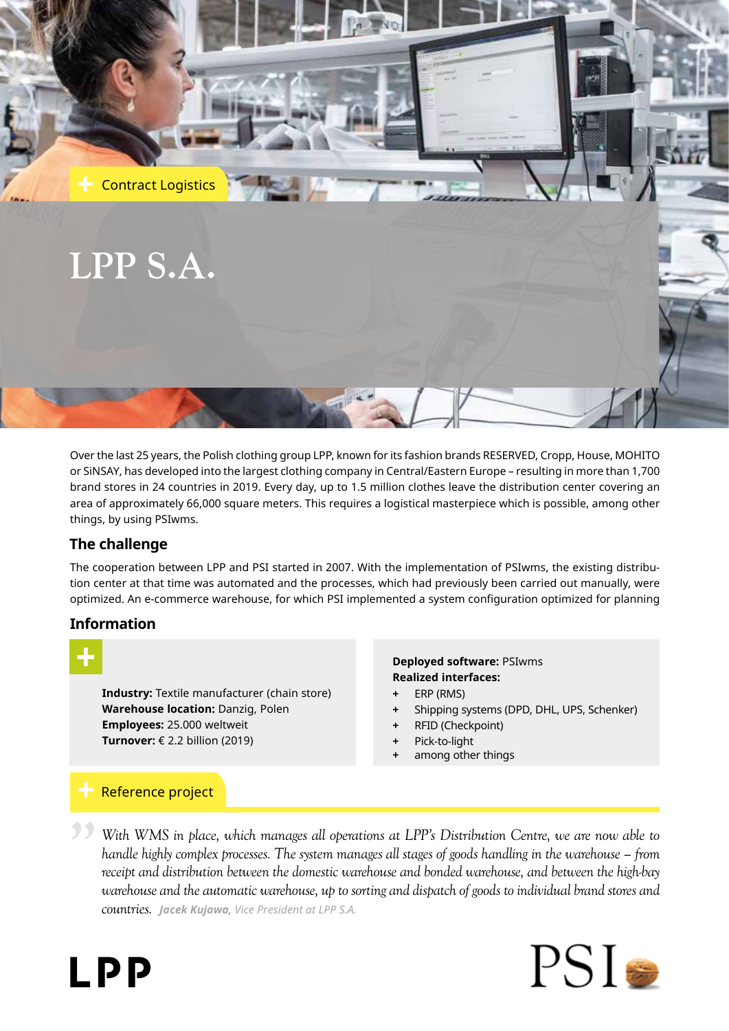Contract Logistics

# LPP S.A.

Over the last 25 years, the Polish clothing group LPP, known for its fashion brands RESERVED, Cropp, House, MOHITO or SiNSAY, has developed into the largest clothing company in Central/Eastern Europe – resulting in more than 1,700 brand stores in 24 countries in 2019. Every day, up to 1.5 million clothes leave the distribution center covering an area of approximately 66,000 square meters. This requires a logistical masterpiece which is possible, among other things, by using PSIwms.

## The challenge

The cooperation between LPP and PSI started in 2007. With the implementation of PSIwms, the existing distribution center at that time was automated and the processes, which had previously been carried out manually, were optimized. An e-commerce warehouse, for which PSI implemented a system configuration optimized for planning

## Information

**Industry:** Textile manufacturer (chain store)
**Warehouse location:** Danzig, Polen
**Employees:** 25.000 weltweit
**Turnover:** € 2.2 billion (2019)

**Deployed software:** PSIwms
**Realized interfaces:**

+ ERP (RMS)
+ Shipping systems (DPD, DHL, UPS, Schenker)
+ RFID (Checkpoint)
+ Pick-to-light
+ among other things

## Reference project

*With WMS in place, which manages all operations at LPP's Distribution Centre, we are now able to handle highly complex processes. The system manages all stages of goods handling in the warehouse – from receipt and distribution between the domestic warehouse and bonded warehouse, and between the high-bay warehouse and the automatic warehouse, up to sorting and dispatch of goods to individual brand stores and countries.* ***Jacek Kujawa,*** *Vice President at LPP S.A.*

LPP

PSI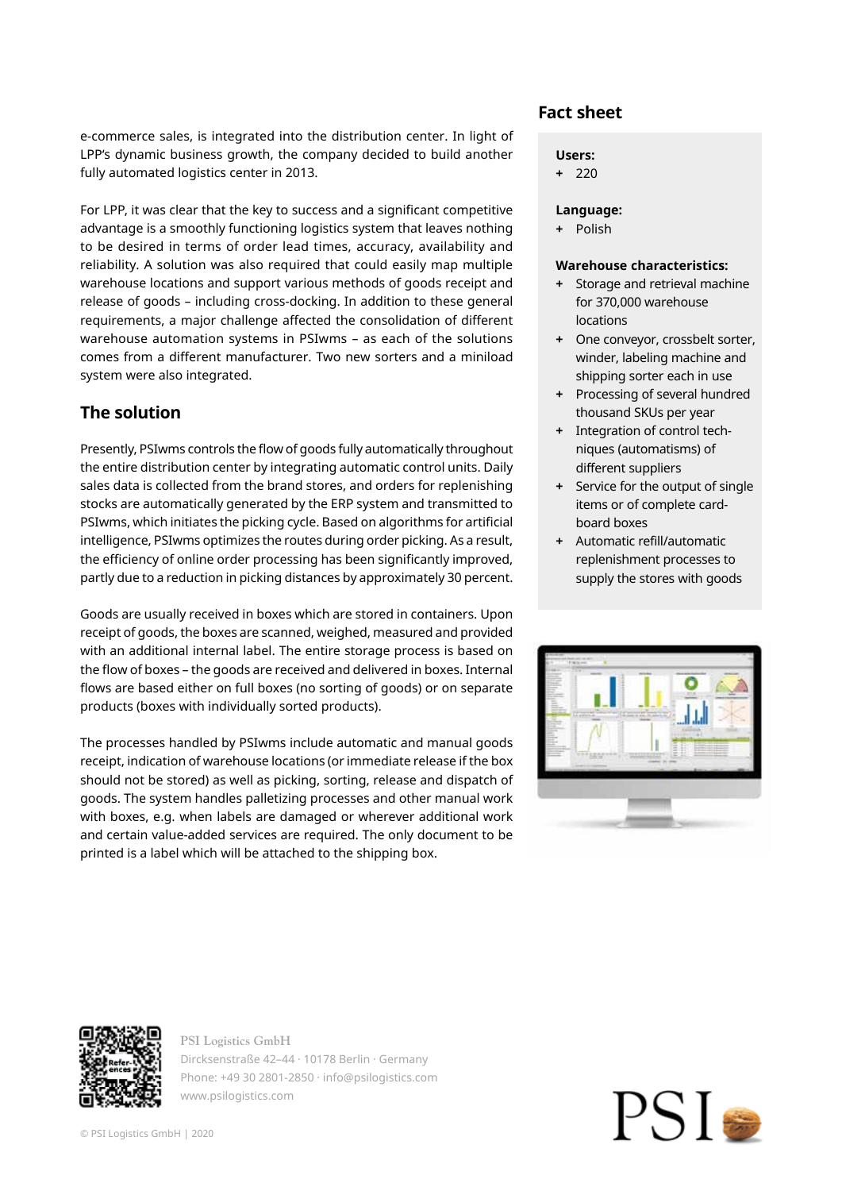e-commerce sales, is integrated into the distribution center. In light of LPP's dynamic business growth, the company decided to build another fully automated logistics center in 2013.

For LPP, it was clear that the key to success and a significant competitive advantage is a smoothly functioning logistics system that leaves nothing to be desired in terms of order lead times, accuracy, availability and reliability. A solution was also required that could easily map multiple warehouse locations and support various methods of goods receipt and release of goods – including cross-docking. In addition to these general requirements, a major challenge affected the consolidation of different warehouse automation systems in PSIwms – as each of the solutions comes from a different manufacturer. Two new sorters and a miniload system were also integrated.

## The solution

Presently, PSIwms controls the flow of goods fully automatically throughout the entire distribution center by integrating automatic control units. Daily sales data is collected from the brand stores, and orders for replenishing stocks are automatically generated by the ERP system and transmitted to PSIwms, which initiates the picking cycle. Based on algorithms for artificial intelligence, PSIwms optimizes the routes during order picking. As a result, the efficiency of online order processing has been significantly improved, partly due to a reduction in picking distances by approximately 30 percent.

Goods are usually received in boxes which are stored in containers. Upon receipt of goods, the boxes are scanned, weighed, measured and provided with an additional internal label. The entire storage process is based on the flow of boxes – the goods are received and delivered in boxes. Internal flows are based either on full boxes (no sorting of goods) or on separate products (boxes with individually sorted products).

The processes handled by PSIwms include automatic and manual goods receipt, indication of warehouse locations (or immediate release if the box should not be stored) as well as picking, sorting, release and dispatch of goods. The system handles palletizing processes and other manual work with boxes, e.g. when labels are damaged or wherever additional work and certain value-added services are required. The only document to be printed is a label which will be attached to the shipping box.

## Fact sheet

**Users:**
+ 220

**Language:**
+ Polish

**Warehouse characteristics:**
+ Storage and retrieval machine for 370,000 warehouse locations
+ One conveyor, crossbelt sorter, winder, labeling machine and shipping sorter each in use
+ Processing of several hundred thousand SKUs per year
+ Integration of control techniques (automatisms) of different suppliers
+ Service for the output of single items or of complete cardboard boxes
+ Automatic refill/automatic replenishment processes to supply the stores with goods

PSI Logistics GmbH
Dircksenstraße 42–44 · 10178 Berlin · Germany
Phone: +49 30 2801-2850 · info@psilogistics.com
www.psilogistics.com

© PSI Logistics GmbH | 2020